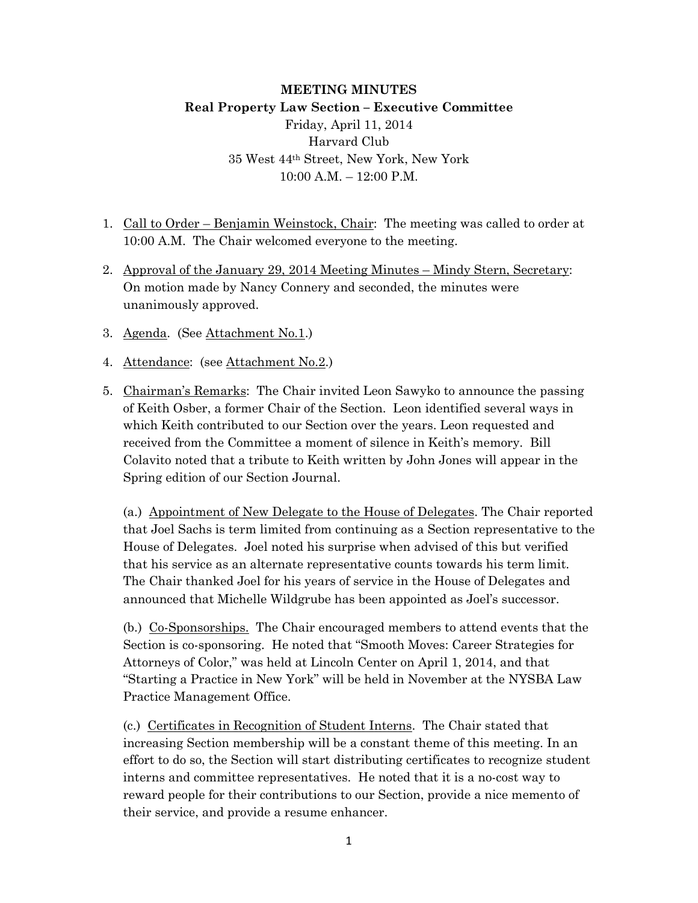**MEETING MINUTES**

**Real Property Law Section – Executive Committee**

Friday, April 11, 2014

Harvard Club

35 West 44th Street, New York, New York

10:00 A.M. – 12:00 P.M.

1. Call to Order – Benjamin Weinstock, Chair: The meeting was called to order at 10:00 A.M. The Chair welcomed everyone to the meeting.

2. Approval of the January 29, 2014 Meeting Minutes – Mindy Stern, Secretary: On motion made by Nancy Connery and seconded, the minutes were unanimously approved.

3. Agenda. (See Attachment No.1.)

4. Attendance: (see Attachment No.2.)

5. Chairman's Remarks: The Chair invited Leon Sawyko to announce the passing of Keith Osber, a former Chair of the Section. Leon identified several ways in which Keith contributed to our Section over the years. Leon requested and received from the Committee a moment of silence in Keith's memory. Bill Colavito noted that a tribute to Keith written by John Jones will appear in the Spring edition of our Section Journal.

   (a.) Appointment of New Delegate to the House of Delegates. The Chair reported that Joel Sachs is term limited from continuing as a Section representative to the House of Delegates. Joel noted his surprise when advised of this but verified that his service as an alternate representative counts towards his term limit. The Chair thanked Joel for his years of service in the House of Delegates and announced that Michelle Wildgrube has been appointed as Joel's successor.

   (b.) Co-Sponsorships. The Chair encouraged members to attend events that the Section is co-sponsoring. He noted that "Smooth Moves: Career Strategies for Attorneys of Color," was held at Lincoln Center on April 1, 2014, and that "Starting a Practice in New York" will be held in November at the NYSBA Law Practice Management Office.

   (c.) Certificates in Recognition of Student Interns. The Chair stated that increasing Section membership will be a constant theme of this meeting. In an effort to do so, the Section will start distributing certificates to recognize student interns and committee representatives. He noted that it is a no-cost way to reward people for their contributions to our Section, provide a nice memento of their service, and provide a resume enhancer.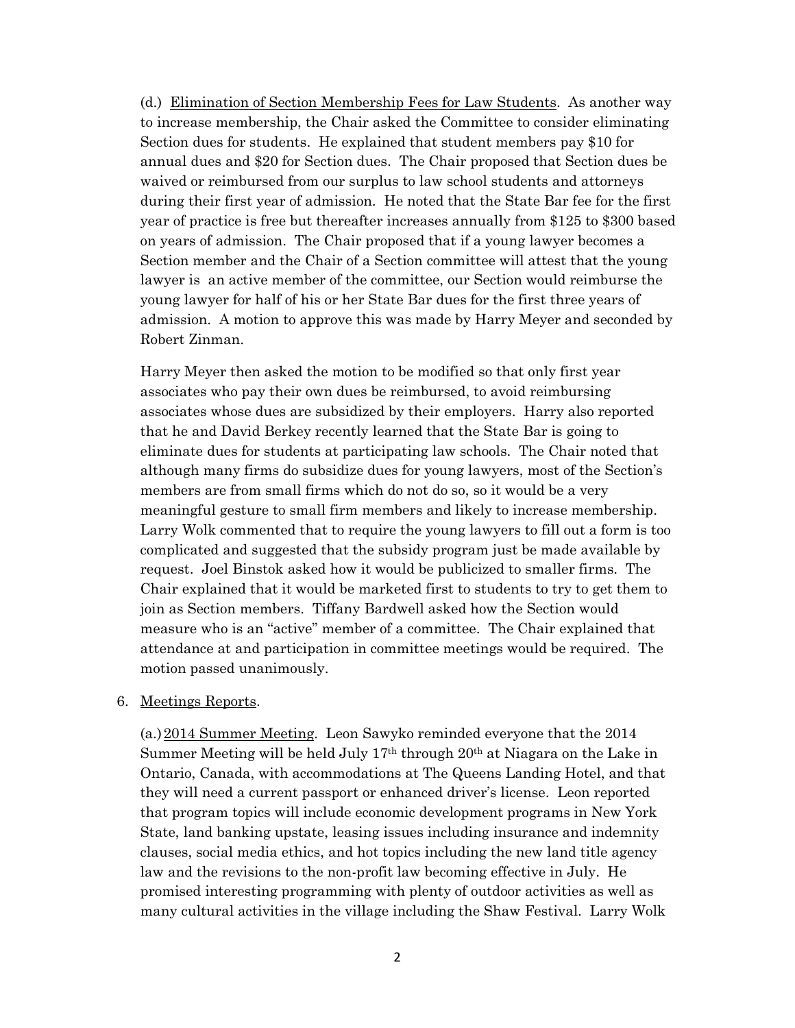(d.) Elimination of Section Membership Fees for Law Students. As another way to increase membership, the Chair asked the Committee to consider eliminating Section dues for students. He explained that student members pay $10 for annual dues and $20 for Section dues. The Chair proposed that Section dues be waived or reimbursed from our surplus to law school students and attorneys during their first year of admission. He noted that the State Bar fee for the first year of practice is free but thereafter increases annually from $125 to $300 based on years of admission. The Chair proposed that if a young lawyer becomes a Section member and the Chair of a Section committee will attest that the young lawyer is an active member of the committee, our Section would reimburse the young lawyer for half of his or her State Bar dues for the first three years of admission. A motion to approve this was made by Harry Meyer and seconded by Robert Zinman.

Harry Meyer then asked the motion to be modified so that only first year associates who pay their own dues be reimbursed, to avoid reimbursing associates whose dues are subsidized by their employers. Harry also reported that he and David Berkey recently learned that the State Bar is going to eliminate dues for students at participating law schools. The Chair noted that although many firms do subsidize dues for young lawyers, most of the Section's members are from small firms which do not do so, so it would be a very meaningful gesture to small firm members and likely to increase membership. Larry Wolk commented that to require the young lawyers to fill out a form is too complicated and suggested that the subsidy program just be made available by request. Joel Binstok asked how it would be publicized to smaller firms. The Chair explained that it would be marketed first to students to try to get them to join as Section members. Tiffany Bardwell asked how the Section would measure who is an "active" member of a committee. The Chair explained that attendance at and participation in committee meetings would be required. The motion passed unanimously.

6. Meetings Reports.

(a.) 2014 Summer Meeting. Leon Sawyko reminded everyone that the 2014 Summer Meeting will be held July 17th through 20th at Niagara on the Lake in Ontario, Canada, with accommodations at The Queens Landing Hotel, and that they will need a current passport or enhanced driver's license. Leon reported that program topics will include economic development programs in New York State, land banking upstate, leasing issues including insurance and indemnity clauses, social media ethics, and hot topics including the new land title agency law and the revisions to the non-profit law becoming effective in July. He promised interesting programming with plenty of outdoor activities as well as many cultural activities in the village including the Shaw Festival. Larry Wolk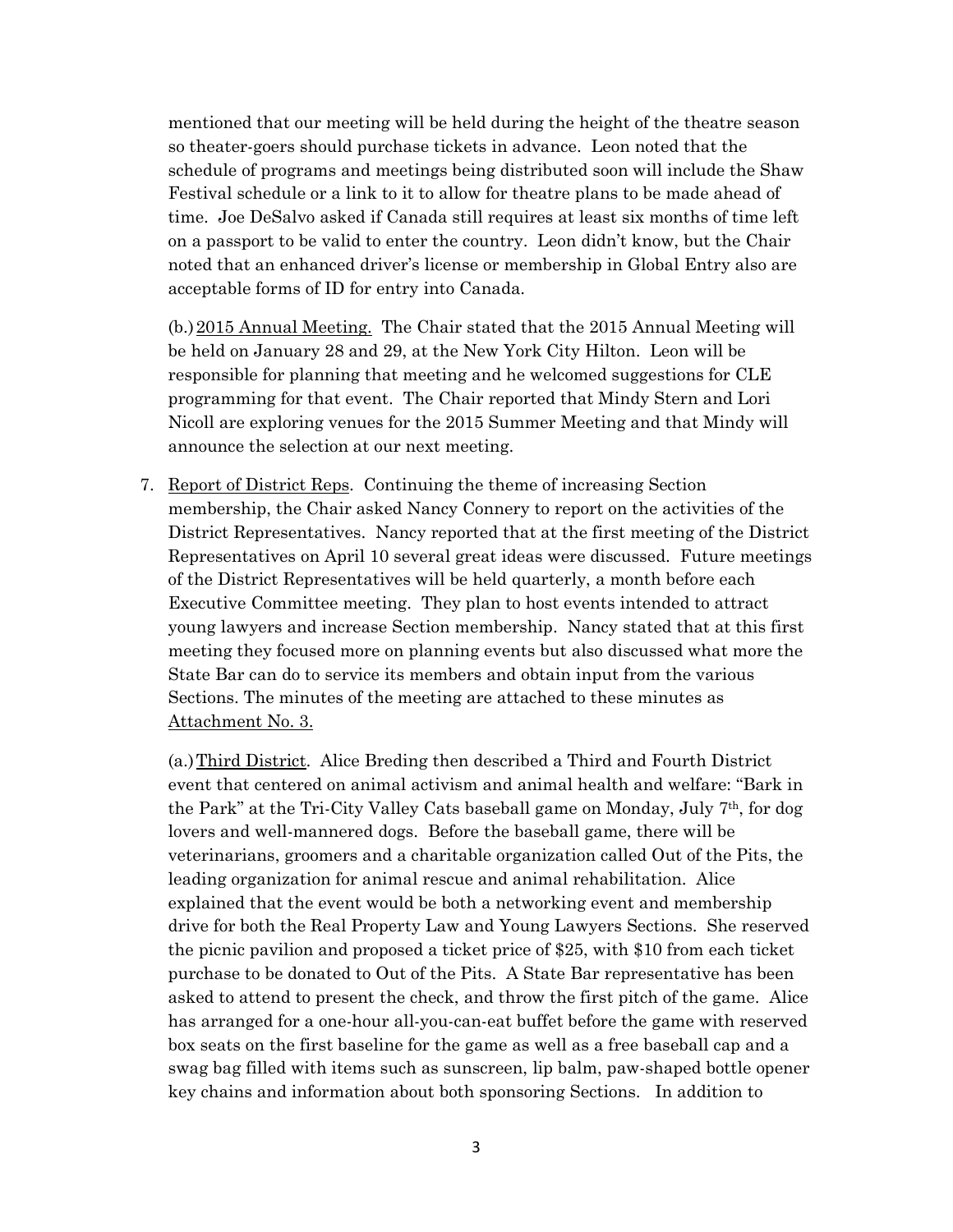mentioned that our meeting will be held during the height of the theatre season so theater-goers should purchase tickets in advance. Leon noted that the schedule of programs and meetings being distributed soon will include the Shaw Festival schedule or a link to it to allow for theatre plans to be made ahead of time. Joe DeSalvo asked if Canada still requires at least six months of time left on a passport to be valid to enter the country. Leon didn't know, but the Chair noted that an enhanced driver's license or membership in Global Entry also are acceptable forms of ID for entry into Canada.

(b.) <u>2015 Annual Meeting.</u> The Chair stated that the 2015 Annual Meeting will be held on January 28 and 29, at the New York City Hilton. Leon will be responsible for planning that meeting and he welcomed suggestions for CLE programming for that event. The Chair reported that Mindy Stern and Lori Nicoll are exploring venues for the 2015 Summer Meeting and that Mindy will announce the selection at our next meeting.

7. <u>Report of District Reps</u>. Continuing the theme of increasing Section membership, the Chair asked Nancy Connery to report on the activities of the District Representatives. Nancy reported that at the first meeting of the District Representatives on April 10 several great ideas were discussed. Future meetings of the District Representatives will be held quarterly, a month before each Executive Committee meeting. They plan to host events intended to attract young lawyers and increase Section membership. Nancy stated that at this first meeting they focused more on planning events but also discussed what more the State Bar can do to service its members and obtain input from the various Sections. The minutes of the meeting are attached to these minutes as <u>Attachment No. 3.</u>

   (a.) <u>Third District</u>. Alice Breding then described a Third and Fourth District event that centered on animal activism and animal health and welfare: "Bark in the Park" at the Tri-City Valley Cats baseball game on Monday, July 7th, for dog lovers and well-mannered dogs. Before the baseball game, there will be veterinarians, groomers and a charitable organization called Out of the Pits, the leading organization for animal rescue and animal rehabilitation. Alice explained that the event would be both a networking event and membership drive for both the Real Property Law and Young Lawyers Sections. She reserved the picnic pavilion and proposed a ticket price of $25, with $10 from each ticket purchase to be donated to Out of the Pits. A State Bar representative has been asked to attend to present the check, and throw the first pitch of the game. Alice has arranged for a one-hour all-you-can-eat buffet before the game with reserved box seats on the first baseline for the game as well as a free baseball cap and a swag bag filled with items such as sunscreen, lip balm, paw-shaped bottle opener key chains and information about both sponsoring Sections. In addition to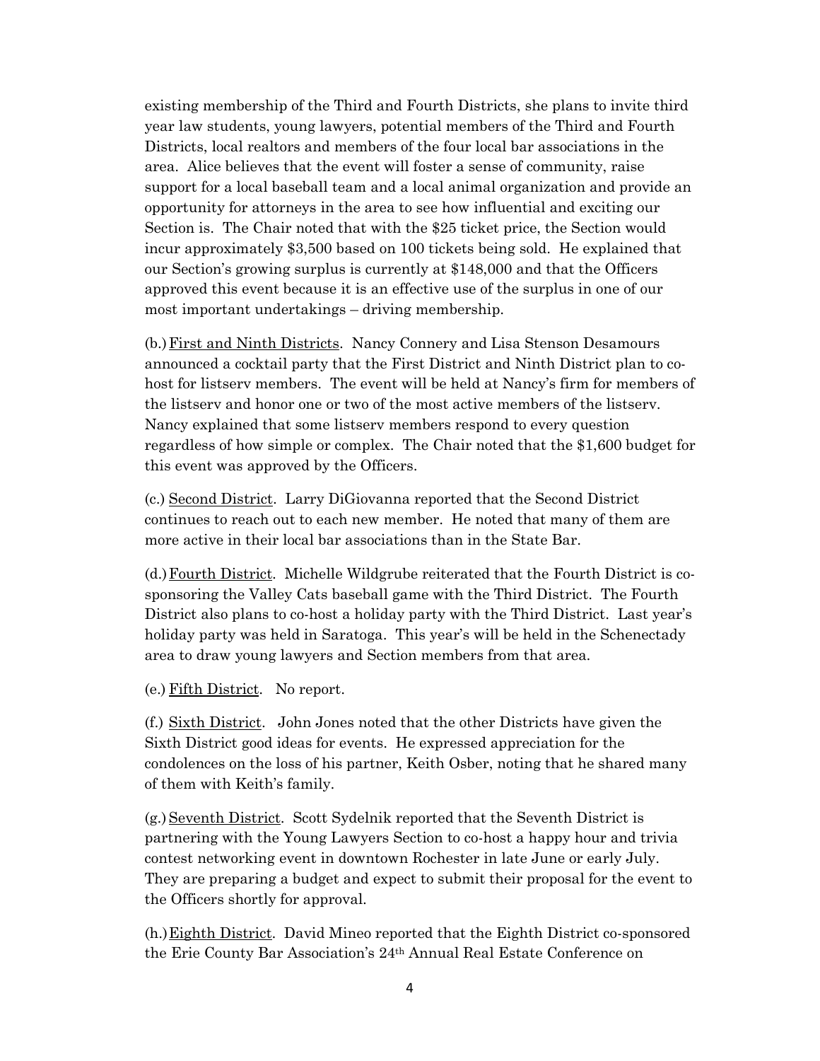existing membership of the Third and Fourth Districts, she plans to invite third year law students, young lawyers, potential members of the Third and Fourth Districts, local realtors and members of the four local bar associations in the area. Alice believes that the event will foster a sense of community, raise support for a local baseball team and a local animal organization and provide an opportunity for attorneys in the area to see how influential and exciting our Section is. The Chair noted that with the $25 ticket price, the Section would incur approximately $3,500 based on 100 tickets being sold. He explained that our Section's growing surplus is currently at $148,000 and that the Officers approved this event because it is an effective use of the surplus in one of our most important undertakings – driving membership.

(b.) <u>First and Ninth Districts</u>. Nancy Connery and Lisa Stenson Desamours announced a cocktail party that the First District and Ninth District plan to co-host for listserv members. The event will be held at Nancy's firm for members of the listserv and honor one or two of the most active members of the listserv. Nancy explained that some listserv members respond to every question regardless of how simple or complex. The Chair noted that the $1,600 budget for this event was approved by the Officers.

(c.) <u>Second District</u>. Larry DiGiovanna reported that the Second District continues to reach out to each new member. He noted that many of them are more active in their local bar associations than in the State Bar.

(d.) <u>Fourth District</u>. Michelle Wildgrube reiterated that the Fourth District is co-sponsoring the Valley Cats baseball game with the Third District. The Fourth District also plans to co-host a holiday party with the Third District. Last year's holiday party was held in Saratoga. This year's will be held in the Schenectady area to draw young lawyers and Section members from that area.

(e.) <u>Fifth District</u>. No report.

(f.) <u>Sixth District</u>. John Jones noted that the other Districts have given the Sixth District good ideas for events. He expressed appreciation for the condolences on the loss of his partner, Keith Osber, noting that he shared many of them with Keith's family.

(g.) <u>Seventh District</u>. Scott Sydelnik reported that the Seventh District is partnering with the Young Lawyers Section to co-host a happy hour and trivia contest networking event in downtown Rochester in late June or early July. They are preparing a budget and expect to submit their proposal for the event to the Officers shortly for approval.

(h.) <u>Eighth District</u>. David Mineo reported that the Eighth District co-sponsored the Erie County Bar Association's 24th Annual Real Estate Conference on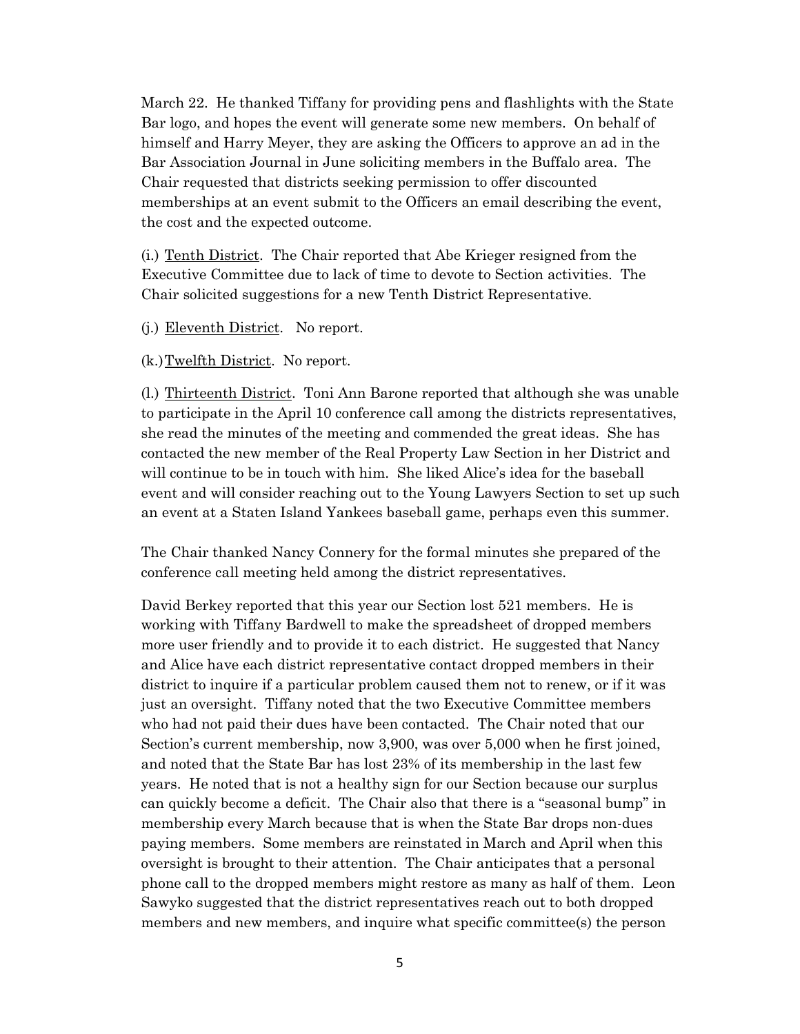March 22. He thanked Tiffany for providing pens and flashlights with the State Bar logo, and hopes the event will generate some new members. On behalf of himself and Harry Meyer, they are asking the Officers to approve an ad in the Bar Association Journal in June soliciting members in the Buffalo area. The Chair requested that districts seeking permission to offer discounted memberships at an event submit to the Officers an email describing the event, the cost and the expected outcome.

(i.) <u>Tenth District</u>. The Chair reported that Abe Krieger resigned from the Executive Committee due to lack of time to devote to Section activities. The Chair solicited suggestions for a new Tenth District Representative.

(j.) <u>Eleventh District</u>. No report.

(k.) <u>Twelfth District</u>. No report.

(l.) <u>Thirteenth District</u>. Toni Ann Barone reported that although she was unable to participate in the April 10 conference call among the districts representatives, she read the minutes of the meeting and commended the great ideas. She has contacted the new member of the Real Property Law Section in her District and will continue to be in touch with him. She liked Alice's idea for the baseball event and will consider reaching out to the Young Lawyers Section to set up such an event at a Staten Island Yankees baseball game, perhaps even this summer.

The Chair thanked Nancy Connery for the formal minutes she prepared of the conference call meeting held among the district representatives.

David Berkey reported that this year our Section lost 521 members. He is working with Tiffany Bardwell to make the spreadsheet of dropped members more user friendly and to provide it to each district. He suggested that Nancy and Alice have each district representative contact dropped members in their district to inquire if a particular problem caused them not to renew, or if it was just an oversight. Tiffany noted that the two Executive Committee members who had not paid their dues have been contacted. The Chair noted that our Section's current membership, now 3,900, was over 5,000 when he first joined, and noted that the State Bar has lost 23% of its membership in the last few years. He noted that is not a healthy sign for our Section because our surplus can quickly become a deficit. The Chair also that there is a "seasonal bump" in membership every March because that is when the State Bar drops non-dues paying members. Some members are reinstated in March and April when this oversight is brought to their attention. The Chair anticipates that a personal phone call to the dropped members might restore as many as half of them. Leon Sawyko suggested that the district representatives reach out to both dropped members and new members, and inquire what specific committee(s) the person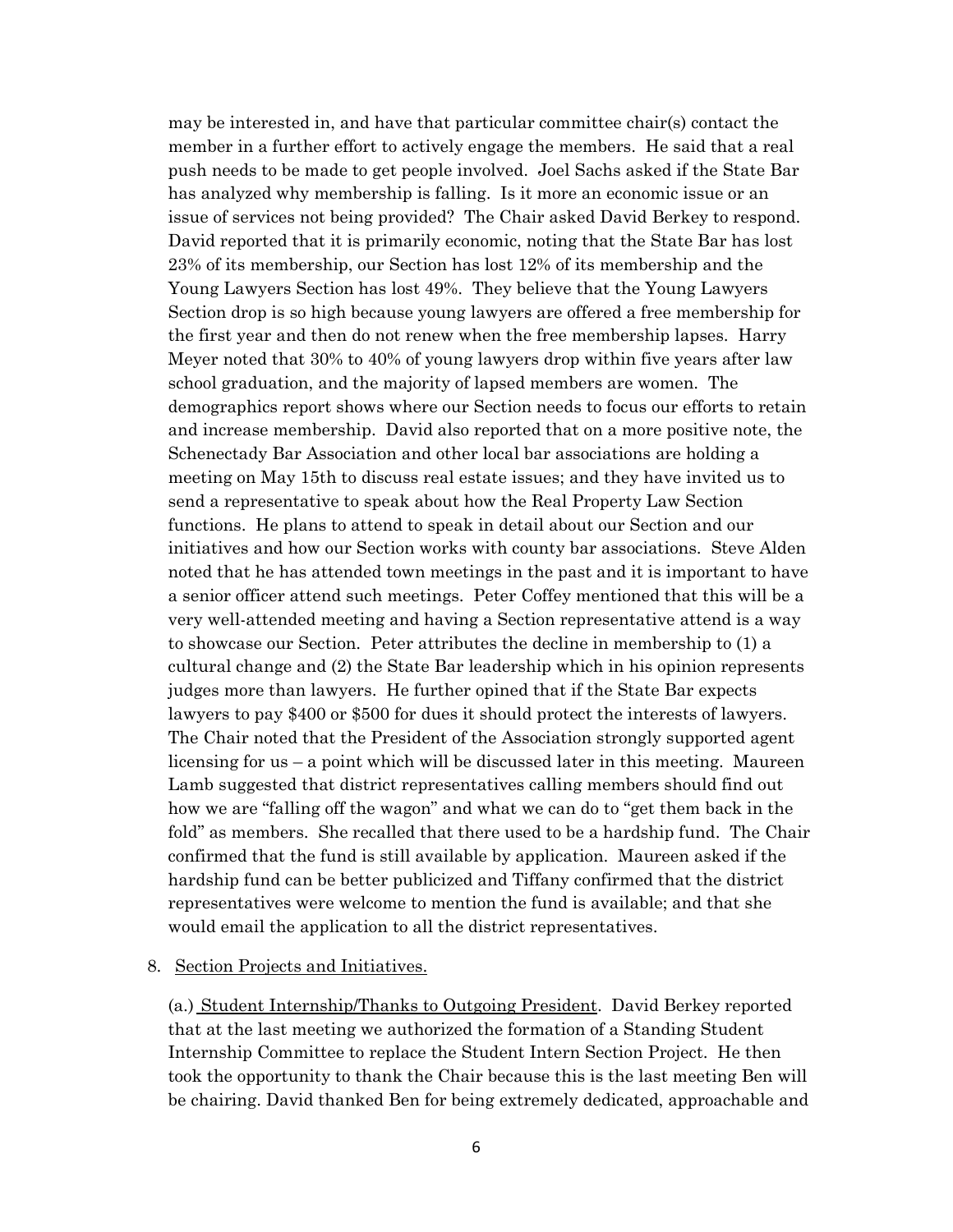may be interested in, and have that particular committee chair(s) contact the member in a further effort to actively engage the members. He said that a real push needs to be made to get people involved. Joel Sachs asked if the State Bar has analyzed why membership is falling. Is it more an economic issue or an issue of services not being provided? The Chair asked David Berkey to respond. David reported that it is primarily economic, noting that the State Bar has lost 23% of its membership, our Section has lost 12% of its membership and the Young Lawyers Section has lost 49%. They believe that the Young Lawyers Section drop is so high because young lawyers are offered a free membership for the first year and then do not renew when the free membership lapses. Harry Meyer noted that 30% to 40% of young lawyers drop within five years after law school graduation, and the majority of lapsed members are women. The demographics report shows where our Section needs to focus our efforts to retain and increase membership. David also reported that on a more positive note, the Schenectady Bar Association and other local bar associations are holding a meeting on May 15th to discuss real estate issues; and they have invited us to send a representative to speak about how the Real Property Law Section functions. He plans to attend to speak in detail about our Section and our initiatives and how our Section works with county bar associations. Steve Alden noted that he has attended town meetings in the past and it is important to have a senior officer attend such meetings. Peter Coffey mentioned that this will be a very well-attended meeting and having a Section representative attend is a way to showcase our Section. Peter attributes the decline in membership to (1) a cultural change and (2) the State Bar leadership which in his opinion represents judges more than lawyers. He further opined that if the State Bar expects lawyers to pay $400 or $500 for dues it should protect the interests of lawyers. The Chair noted that the President of the Association strongly supported agent licensing for us – a point which will be discussed later in this meeting. Maureen Lamb suggested that district representatives calling members should find out how we are "falling off the wagon" and what we can do to "get them back in the fold" as members. She recalled that there used to be a hardship fund. The Chair confirmed that the fund is still available by application. Maureen asked if the hardship fund can be better publicized and Tiffany confirmed that the district representatives were welcome to mention the fund is available; and that she would email the application to all the district representatives.

8. Section Projects and Initiatives.

(a.) Student Internship/Thanks to Outgoing President. David Berkey reported that at the last meeting we authorized the formation of a Standing Student Internship Committee to replace the Student Intern Section Project. He then took the opportunity to thank the Chair because this is the last meeting Ben will be chairing. David thanked Ben for being extremely dedicated, approachable and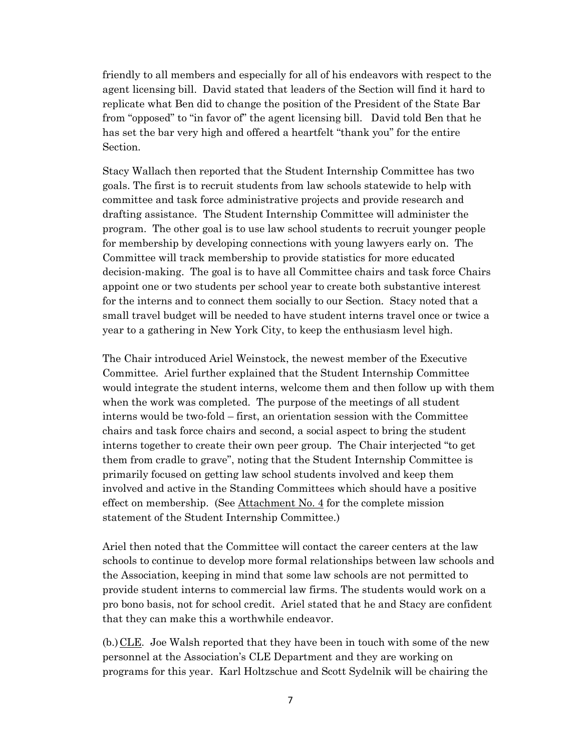friendly to all members and especially for all of his endeavors with respect to the agent licensing bill. David stated that leaders of the Section will find it hard to replicate what Ben did to change the position of the President of the State Bar from "opposed" to "in favor of" the agent licensing bill. David told Ben that he has set the bar very high and offered a heartfelt "thank you" for the entire Section.

Stacy Wallach then reported that the Student Internship Committee has two goals. The first is to recruit students from law schools statewide to help with committee and task force administrative projects and provide research and drafting assistance. The Student Internship Committee will administer the program. The other goal is to use law school students to recruit younger people for membership by developing connections with young lawyers early on. The Committee will track membership to provide statistics for more educated decision-making. The goal is to have all Committee chairs and task force Chairs appoint one or two students per school year to create both substantive interest for the interns and to connect them socially to our Section. Stacy noted that a small travel budget will be needed to have student interns travel once or twice a year to a gathering in New York City, to keep the enthusiasm level high.

The Chair introduced Ariel Weinstock, the newest member of the Executive Committee. Ariel further explained that the Student Internship Committee would integrate the student interns, welcome them and then follow up with them when the work was completed. The purpose of the meetings of all student interns would be two-fold – first, an orientation session with the Committee chairs and task force chairs and second, a social aspect to bring the student interns together to create their own peer group. The Chair interjected "to get them from cradle to grave", noting that the Student Internship Committee is primarily focused on getting law school students involved and keep them involved and active in the Standing Committees which should have a positive effect on membership. (See Attachment No. 4 for the complete mission statement of the Student Internship Committee.)

Ariel then noted that the Committee will contact the career centers at the law schools to continue to develop more formal relationships between law schools and the Association, keeping in mind that some law schools are not permitted to provide student interns to commercial law firms. The students would work on a pro bono basis, not for school credit. Ariel stated that he and Stacy are confident that they can make this a worthwhile endeavor.

(b.) CLE. Joe Walsh reported that they have been in touch with some of the new personnel at the Association's CLE Department and they are working on programs for this year. Karl Holtzschue and Scott Sydelnik will be chairing the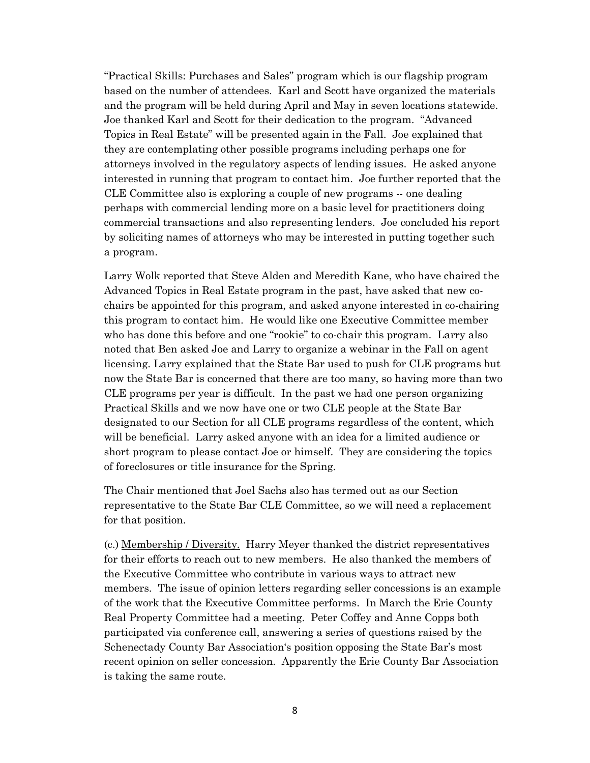"Practical Skills: Purchases and Sales" program which is our flagship program based on the number of attendees. Karl and Scott have organized the materials and the program will be held during April and May in seven locations statewide. Joe thanked Karl and Scott for their dedication to the program. "Advanced Topics in Real Estate" will be presented again in the Fall. Joe explained that they are contemplating other possible programs including perhaps one for attorneys involved in the regulatory aspects of lending issues. He asked anyone interested in running that program to contact him. Joe further reported that the CLE Committee also is exploring a couple of new programs -- one dealing perhaps with commercial lending more on a basic level for practitioners doing commercial transactions and also representing lenders. Joe concluded his report by soliciting names of attorneys who may be interested in putting together such a program.

Larry Wolk reported that Steve Alden and Meredith Kane, who have chaired the Advanced Topics in Real Estate program in the past, have asked that new co-chairs be appointed for this program, and asked anyone interested in co-chairing this program to contact him. He would like one Executive Committee member who has done this before and one "rookie" to co-chair this program. Larry also noted that Ben asked Joe and Larry to organize a webinar in the Fall on agent licensing. Larry explained that the State Bar used to push for CLE programs but now the State Bar is concerned that there are too many, so having more than two CLE programs per year is difficult. In the past we had one person organizing Practical Skills and we now have one or two CLE people at the State Bar designated to our Section for all CLE programs regardless of the content, which will be beneficial. Larry asked anyone with an idea for a limited audience or short program to please contact Joe or himself. They are considering the topics of foreclosures or title insurance for the Spring.

The Chair mentioned that Joel Sachs also has termed out as our Section representative to the State Bar CLE Committee, so we will need a replacement for that position.

(c.) Membership / Diversity. Harry Meyer thanked the district representatives for their efforts to reach out to new members. He also thanked the members of the Executive Committee who contribute in various ways to attract new members. The issue of opinion letters regarding seller concessions is an example of the work that the Executive Committee performs. In March the Erie County Real Property Committee had a meeting. Peter Coffey and Anne Copps both participated via conference call, answering a series of questions raised by the Schenectady County Bar Association's position opposing the State Bar's most recent opinion on seller concession. Apparently the Erie County Bar Association is taking the same route.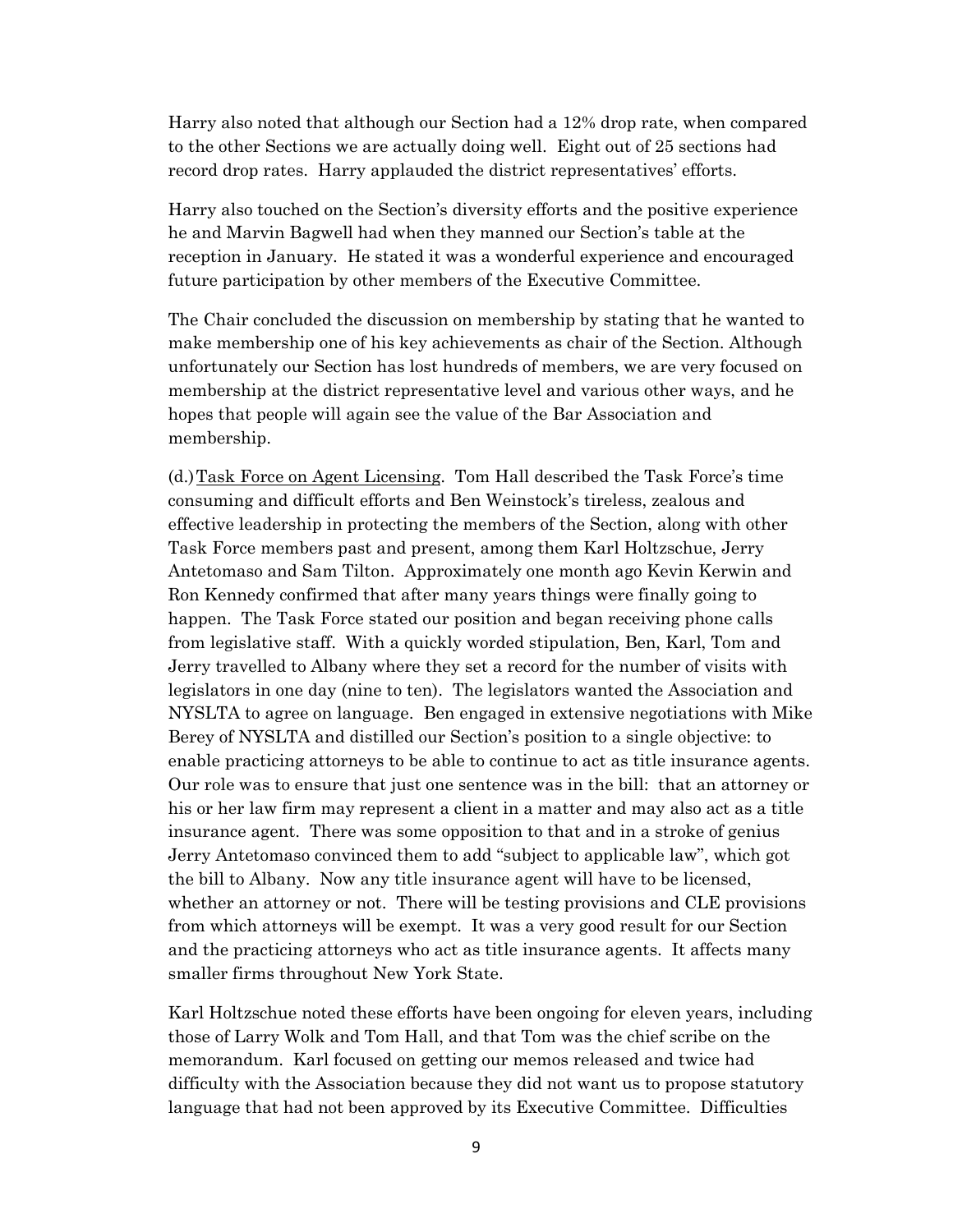Harry also noted that although our Section had a 12% drop rate, when compared to the other Sections we are actually doing well. Eight out of 25 sections had record drop rates. Harry applauded the district representatives' efforts.

Harry also touched on the Section's diversity efforts and the positive experience he and Marvin Bagwell had when they manned our Section's table at the reception in January. He stated it was a wonderful experience and encouraged future participation by other members of the Executive Committee.

The Chair concluded the discussion on membership by stating that he wanted to make membership one of his key achievements as chair of the Section. Although unfortunately our Section has lost hundreds of members, we are very focused on membership at the district representative level and various other ways, and he hopes that people will again see the value of the Bar Association and membership.

(d.) <u>Task Force on Agent Licensing</u>. Tom Hall described the Task Force's time consuming and difficult efforts and Ben Weinstock's tireless, zealous and effective leadership in protecting the members of the Section, along with other Task Force members past and present, among them Karl Holtzschue, Jerry Antetomaso and Sam Tilton. Approximately one month ago Kevin Kerwin and Ron Kennedy confirmed that after many years things were finally going to happen. The Task Force stated our position and began receiving phone calls from legislative staff. With a quickly worded stipulation, Ben, Karl, Tom and Jerry travelled to Albany where they set a record for the number of visits with legislators in one day (nine to ten). The legislators wanted the Association and NYSLTA to agree on language. Ben engaged in extensive negotiations with Mike Berey of NYSLTA and distilled our Section's position to a single objective: to enable practicing attorneys to be able to continue to act as title insurance agents. Our role was to ensure that just one sentence was in the bill: that an attorney or his or her law firm may represent a client in a matter and may also act as a title insurance agent. There was some opposition to that and in a stroke of genius Jerry Antetomaso convinced them to add "subject to applicable law", which got the bill to Albany. Now any title insurance agent will have to be licensed, whether an attorney or not. There will be testing provisions and CLE provisions from which attorneys will be exempt. It was a very good result for our Section and the practicing attorneys who act as title insurance agents. It affects many smaller firms throughout New York State.

Karl Holtzschue noted these efforts have been ongoing for eleven years, including those of Larry Wolk and Tom Hall, and that Tom was the chief scribe on the memorandum. Karl focused on getting our memos released and twice had difficulty with the Association because they did not want us to propose statutory language that had not been approved by its Executive Committee. Difficulties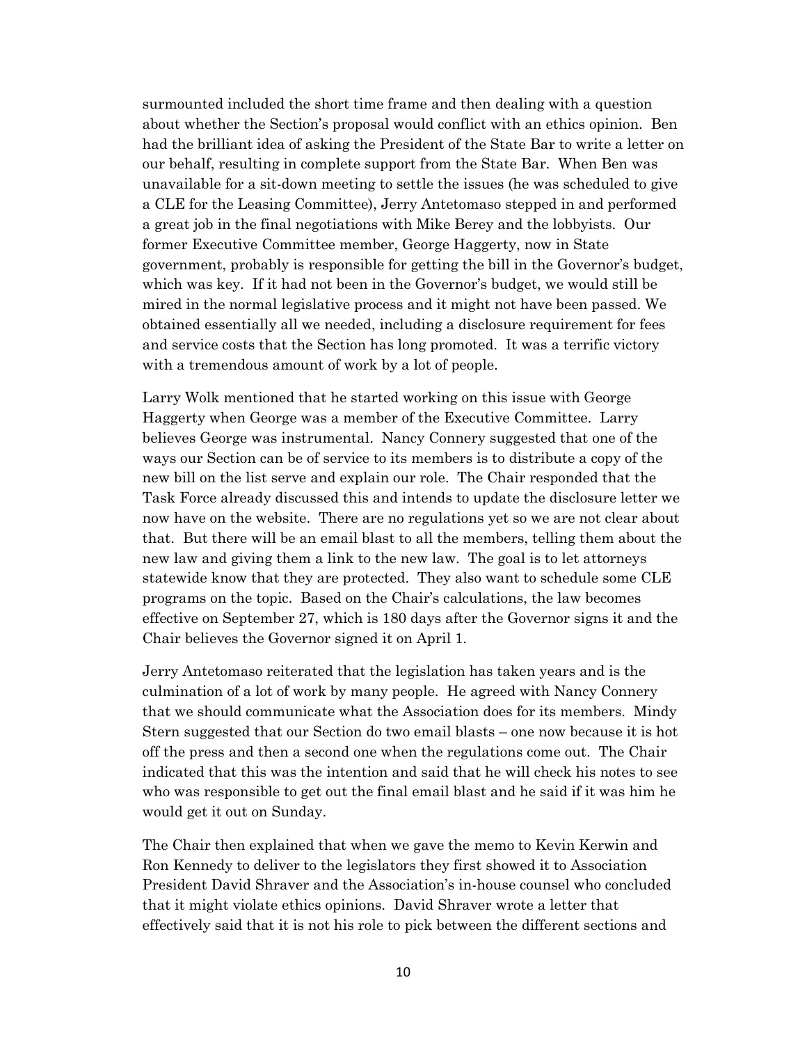surmounted included the short time frame and then dealing with a question about whether the Section's proposal would conflict with an ethics opinion. Ben had the brilliant idea of asking the President of the State Bar to write a letter on our behalf, resulting in complete support from the State Bar. When Ben was unavailable for a sit-down meeting to settle the issues (he was scheduled to give a CLE for the Leasing Committee), Jerry Antetomaso stepped in and performed a great job in the final negotiations with Mike Berey and the lobbyists. Our former Executive Committee member, George Haggerty, now in State government, probably is responsible for getting the bill in the Governor's budget, which was key. If it had not been in the Governor's budget, we would still be mired in the normal legislative process and it might not have been passed. We obtained essentially all we needed, including a disclosure requirement for fees and service costs that the Section has long promoted. It was a terrific victory with a tremendous amount of work by a lot of people.

Larry Wolk mentioned that he started working on this issue with George Haggerty when George was a member of the Executive Committee. Larry believes George was instrumental. Nancy Connery suggested that one of the ways our Section can be of service to its members is to distribute a copy of the new bill on the list serve and explain our role. The Chair responded that the Task Force already discussed this and intends to update the disclosure letter we now have on the website. There are no regulations yet so we are not clear about that. But there will be an email blast to all the members, telling them about the new law and giving them a link to the new law. The goal is to let attorneys statewide know that they are protected. They also want to schedule some CLE programs on the topic. Based on the Chair's calculations, the law becomes effective on September 27, which is 180 days after the Governor signs it and the Chair believes the Governor signed it on April 1.

Jerry Antetomaso reiterated that the legislation has taken years and is the culmination of a lot of work by many people. He agreed with Nancy Connery that we should communicate what the Association does for its members. Mindy Stern suggested that our Section do two email blasts – one now because it is hot off the press and then a second one when the regulations come out. The Chair indicated that this was the intention and said that he will check his notes to see who was responsible to get out the final email blast and he said if it was him he would get it out on Sunday.

The Chair then explained that when we gave the memo to Kevin Kerwin and Ron Kennedy to deliver to the legislators they first showed it to Association President David Shraver and the Association's in-house counsel who concluded that it might violate ethics opinions. David Shraver wrote a letter that effectively said that it is not his role to pick between the different sections and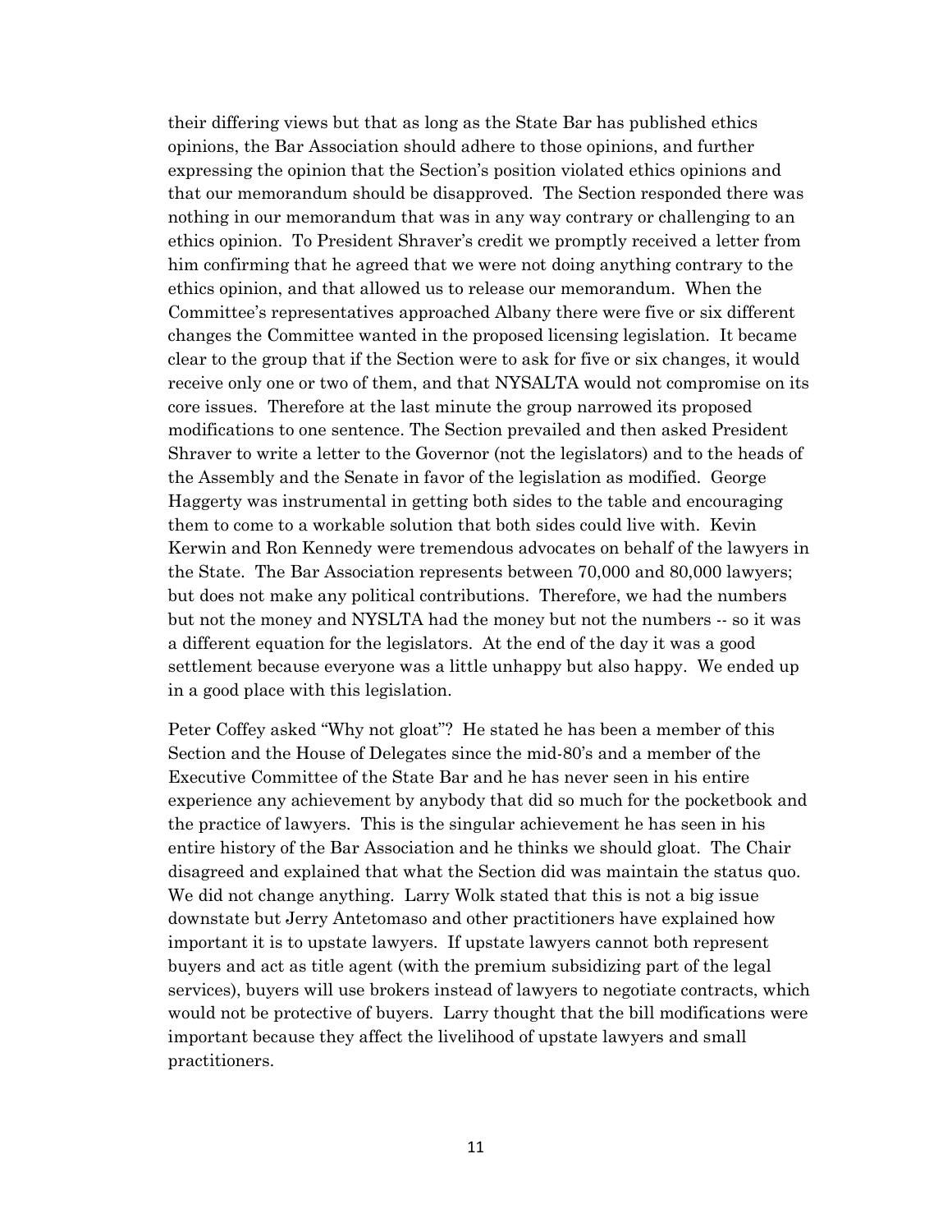their differing views but that as long as the State Bar has published ethics opinions, the Bar Association should adhere to those opinions, and further expressing the opinion that the Section's position violated ethics opinions and that our memorandum should be disapproved. The Section responded there was nothing in our memorandum that was in any way contrary or challenging to an ethics opinion. To President Shraver's credit we promptly received a letter from him confirming that he agreed that we were not doing anything contrary to the ethics opinion, and that allowed us to release our memorandum. When the Committee's representatives approached Albany there were five or six different changes the Committee wanted in the proposed licensing legislation. It became clear to the group that if the Section were to ask for five or six changes, it would receive only one or two of them, and that NYSALTA would not compromise on its core issues. Therefore at the last minute the group narrowed its proposed modifications to one sentence. The Section prevailed and then asked President Shraver to write a letter to the Governor (not the legislators) and to the heads of the Assembly and the Senate in favor of the legislation as modified. George Haggerty was instrumental in getting both sides to the table and encouraging them to come to a workable solution that both sides could live with. Kevin Kerwin and Ron Kennedy were tremendous advocates on behalf of the lawyers in the State. The Bar Association represents between 70,000 and 80,000 lawyers; but does not make any political contributions. Therefore, we had the numbers but not the money and NYSLTA had the money but not the numbers -- so it was a different equation for the legislators. At the end of the day it was a good settlement because everyone was a little unhappy but also happy. We ended up in a good place with this legislation.

Peter Coffey asked "Why not gloat"? He stated he has been a member of this Section and the House of Delegates since the mid-80's and a member of the Executive Committee of the State Bar and he has never seen in his entire experience any achievement by anybody that did so much for the pocketbook and the practice of lawyers. This is the singular achievement he has seen in his entire history of the Bar Association and he thinks we should gloat. The Chair disagreed and explained that what the Section did was maintain the status quo. We did not change anything. Larry Wolk stated that this is not a big issue downstate but Jerry Antetomaso and other practitioners have explained how important it is to upstate lawyers. If upstate lawyers cannot both represent buyers and act as title agent (with the premium subsidizing part of the legal services), buyers will use brokers instead of lawyers to negotiate contracts, which would not be protective of buyers. Larry thought that the bill modifications were important because they affect the livelihood of upstate lawyers and small practitioners.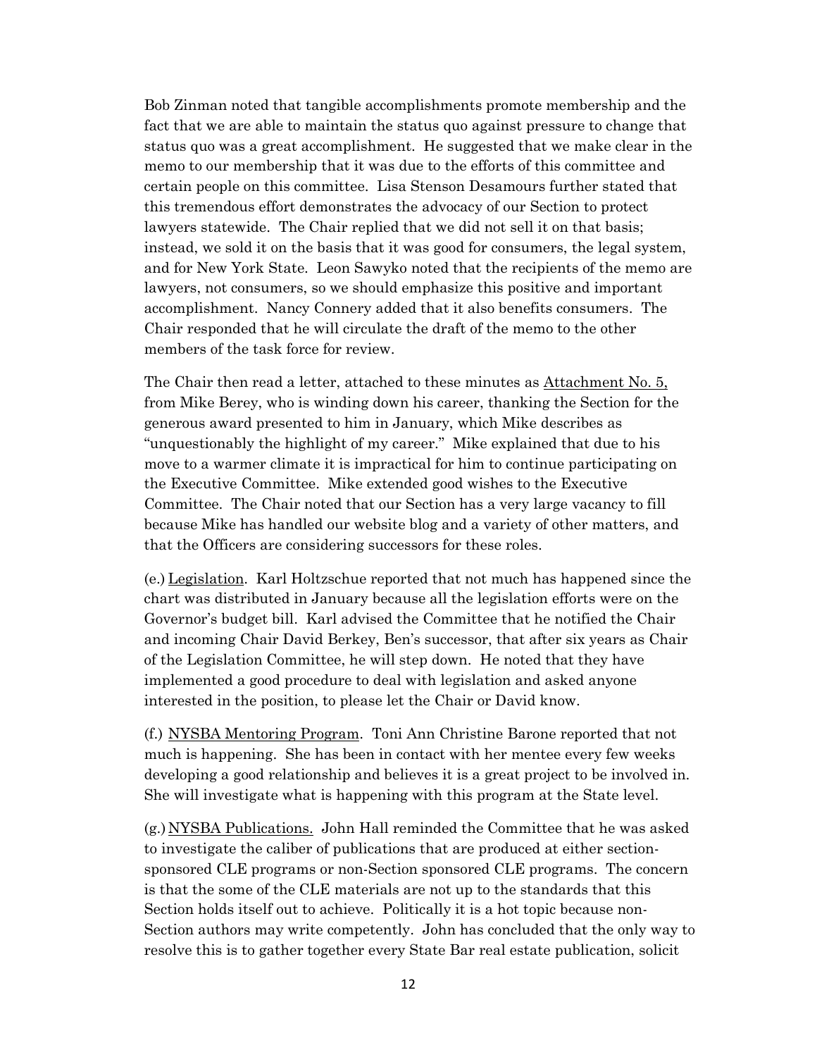Bob Zinman noted that tangible accomplishments promote membership and the fact that we are able to maintain the status quo against pressure to change that status quo was a great accomplishment. He suggested that we make clear in the memo to our membership that it was due to the efforts of this committee and certain people on this committee. Lisa Stenson Desamours further stated that this tremendous effort demonstrates the advocacy of our Section to protect lawyers statewide. The Chair replied that we did not sell it on that basis; instead, we sold it on the basis that it was good for consumers, the legal system, and for New York State. Leon Sawyko noted that the recipients of the memo are lawyers, not consumers, so we should emphasize this positive and important accomplishment. Nancy Connery added that it also benefits consumers. The Chair responded that he will circulate the draft of the memo to the other members of the task force for review.

The Chair then read a letter, attached to these minutes as Attachment No. 5, from Mike Berey, who is winding down his career, thanking the Section for the generous award presented to him in January, which Mike describes as "unquestionably the highlight of my career." Mike explained that due to his move to a warmer climate it is impractical for him to continue participating on the Executive Committee. Mike extended good wishes to the Executive Committee. The Chair noted that our Section has a very large vacancy to fill because Mike has handled our website blog and a variety of other matters, and that the Officers are considering successors for these roles.

(e.) Legislation. Karl Holtzschue reported that not much has happened since the chart was distributed in January because all the legislation efforts were on the Governor's budget bill. Karl advised the Committee that he notified the Chair and incoming Chair David Berkey, Ben's successor, that after six years as Chair of the Legislation Committee, he will step down. He noted that they have implemented a good procedure to deal with legislation and asked anyone interested in the position, to please let the Chair or David know.

(f.) NYSBA Mentoring Program. Toni Ann Christine Barone reported that not much is happening. She has been in contact with her mentee every few weeks developing a good relationship and believes it is a great project to be involved in. She will investigate what is happening with this program at the State level.

(g.) NYSBA Publications. John Hall reminded the Committee that he was asked to investigate the caliber of publications that are produced at either section-sponsored CLE programs or non-Section sponsored CLE programs. The concern is that the some of the CLE materials are not up to the standards that this Section holds itself out to achieve. Politically it is a hot topic because non-Section authors may write competently. John has concluded that the only way to resolve this is to gather together every State Bar real estate publication, solicit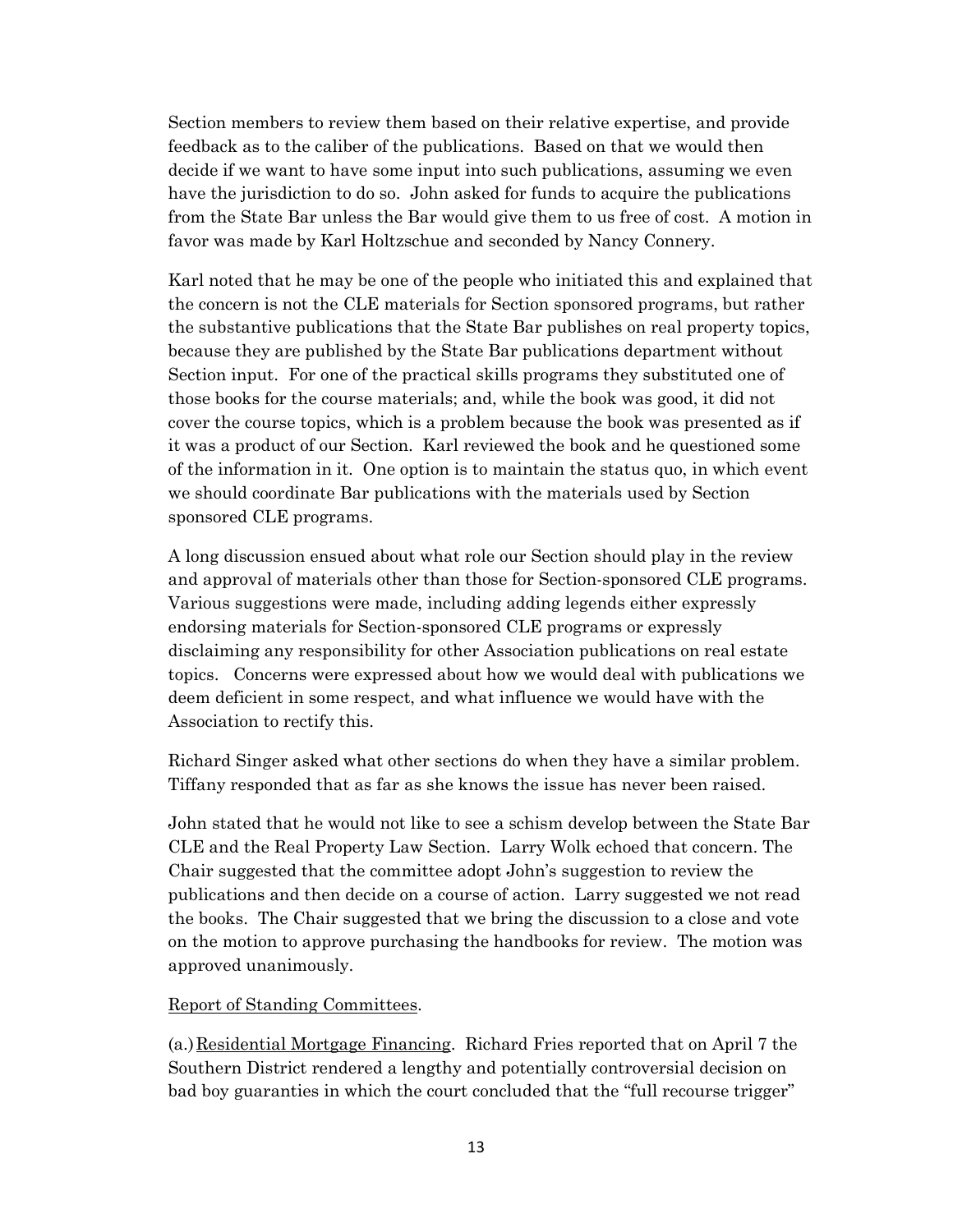Section members to review them based on their relative expertise, and provide feedback as to the caliber of the publications. Based on that we would then decide if we want to have some input into such publications, assuming we even have the jurisdiction to do so. John asked for funds to acquire the publications from the State Bar unless the Bar would give them to us free of cost. A motion in favor was made by Karl Holtzschue and seconded by Nancy Connery.

Karl noted that he may be one of the people who initiated this and explained that the concern is not the CLE materials for Section sponsored programs, but rather the substantive publications that the State Bar publishes on real property topics, because they are published by the State Bar publications department without Section input. For one of the practical skills programs they substituted one of those books for the course materials; and, while the book was good, it did not cover the course topics, which is a problem because the book was presented as if it was a product of our Section. Karl reviewed the book and he questioned some of the information in it. One option is to maintain the status quo, in which event we should coordinate Bar publications with the materials used by Section sponsored CLE programs.

A long discussion ensued about what role our Section should play in the review and approval of materials other than those for Section-sponsored CLE programs. Various suggestions were made, including adding legends either expressly endorsing materials for Section-sponsored CLE programs or expressly disclaiming any responsibility for other Association publications on real estate topics. Concerns were expressed about how we would deal with publications we deem deficient in some respect, and what influence we would have with the Association to rectify this.

Richard Singer asked what other sections do when they have a similar problem. Tiffany responded that as far as she knows the issue has never been raised.

John stated that he would not like to see a schism develop between the State Bar CLE and the Real Property Law Section. Larry Wolk echoed that concern. The Chair suggested that the committee adopt John's suggestion to review the publications and then decide on a course of action. Larry suggested we not read the books. The Chair suggested that we bring the discussion to a close and vote on the motion to approve purchasing the handbooks for review. The motion was approved unanimously.

<u>Report of Standing Committees</u>.

(a.) <u>Residential Mortgage Financing</u>. Richard Fries reported that on April 7 the Southern District rendered a lengthy and potentially controversial decision on bad boy guaranties in which the court concluded that the "full recourse trigger"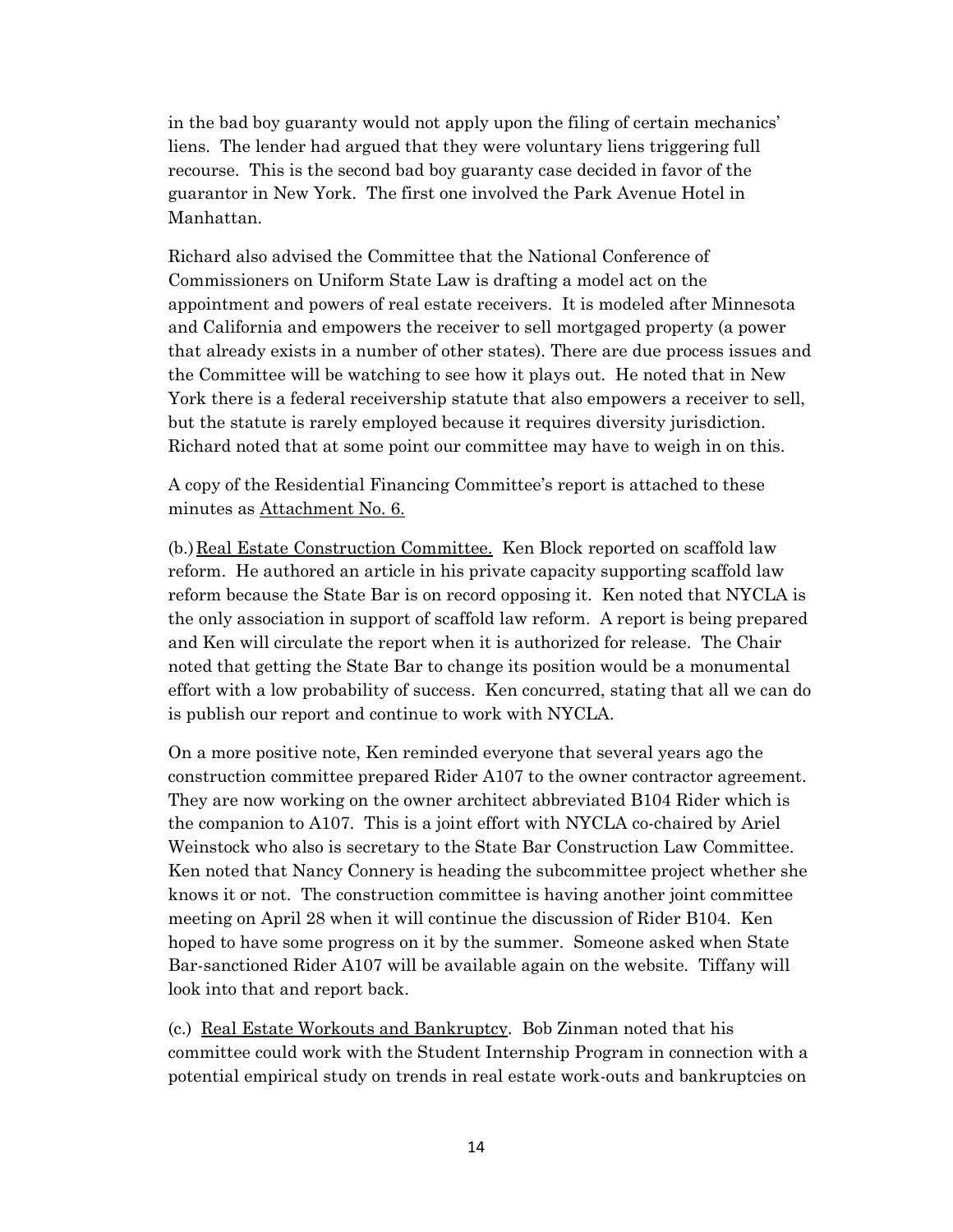in the bad boy guaranty would not apply upon the filing of certain mechanics' liens. The lender had argued that they were voluntary liens triggering full recourse. This is the second bad boy guaranty case decided in favor of the guarantor in New York. The first one involved the Park Avenue Hotel in Manhattan.

Richard also advised the Committee that the National Conference of Commissioners on Uniform State Law is drafting a model act on the appointment and powers of real estate receivers. It is modeled after Minnesota and California and empowers the receiver to sell mortgaged property (a power that already exists in a number of other states). There are due process issues and the Committee will be watching to see how it plays out. He noted that in New York there is a federal receivership statute that also empowers a receiver to sell, but the statute is rarely employed because it requires diversity jurisdiction. Richard noted that at some point our committee may have to weigh in on this.

A copy of the Residential Financing Committee's report is attached to these minutes as <u>Attachment No. 6.</u>

(b.) <u>Real Estate Construction Committee.</u> Ken Block reported on scaffold law reform. He authored an article in his private capacity supporting scaffold law reform because the State Bar is on record opposing it. Ken noted that NYCLA is the only association in support of scaffold law reform. A report is being prepared and Ken will circulate the report when it is authorized for release. The Chair noted that getting the State Bar to change its position would be a monumental effort with a low probability of success. Ken concurred, stating that all we can do is publish our report and continue to work with NYCLA.

On a more positive note, Ken reminded everyone that several years ago the construction committee prepared Rider A107 to the owner contractor agreement. They are now working on the owner architect abbreviated B104 Rider which is the companion to A107. This is a joint effort with NYCLA co-chaired by Ariel Weinstock who also is secretary to the State Bar Construction Law Committee. Ken noted that Nancy Connery is heading the subcommittee project whether she knows it or not. The construction committee is having another joint committee meeting on April 28 when it will continue the discussion of Rider B104. Ken hoped to have some progress on it by the summer. Someone asked when State Bar-sanctioned Rider A107 will be available again on the website. Tiffany will look into that and report back.

(c.) <u>Real Estate Workouts and Bankruptcy</u>. Bob Zinman noted that his committee could work with the Student Internship Program in connection with a potential empirical study on trends in real estate work-outs and bankruptcies on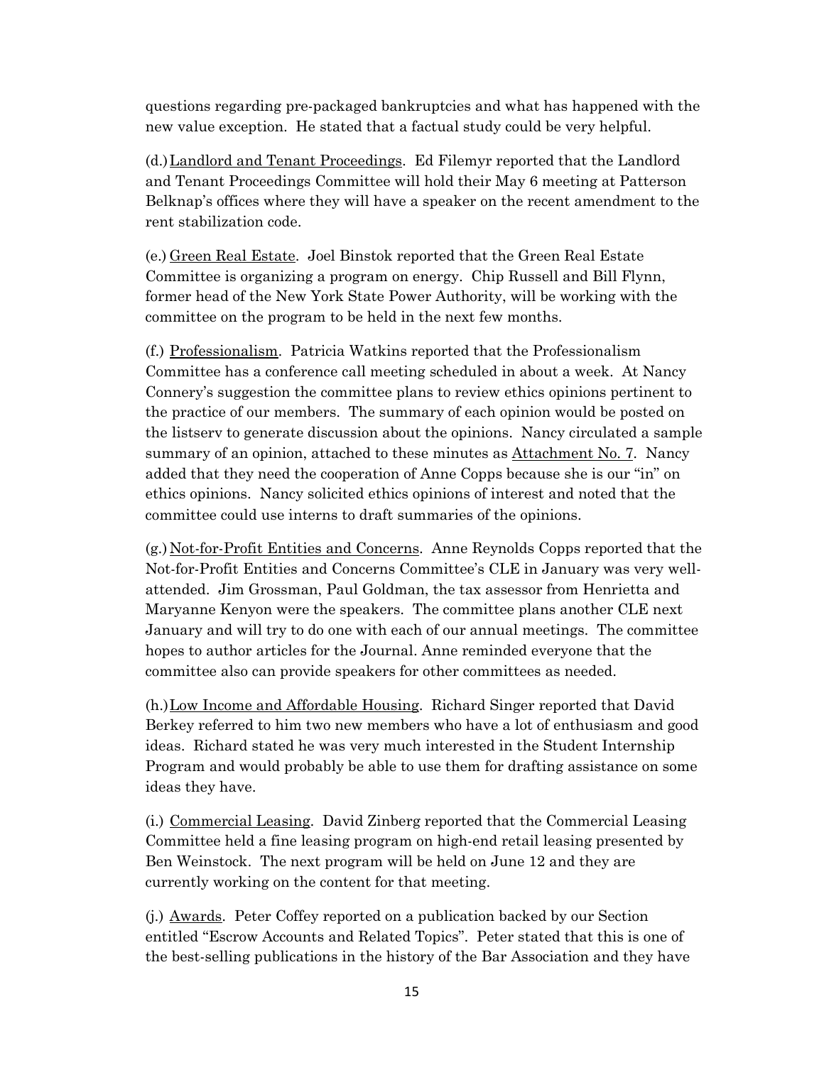questions regarding pre-packaged bankruptcies and what has happened with the new value exception. He stated that a factual study could be very helpful.

(d.) Landlord and Tenant Proceedings. Ed Filemyr reported that the Landlord and Tenant Proceedings Committee will hold their May 6 meeting at Patterson Belknap's offices where they will have a speaker on the recent amendment to the rent stabilization code.

(e.) Green Real Estate. Joel Binstok reported that the Green Real Estate Committee is organizing a program on energy. Chip Russell and Bill Flynn, former head of the New York State Power Authority, will be working with the committee on the program to be held in the next few months.

(f.) Professionalism. Patricia Watkins reported that the Professionalism Committee has a conference call meeting scheduled in about a week. At Nancy Connery's suggestion the committee plans to review ethics opinions pertinent to the practice of our members. The summary of each opinion would be posted on the listserv to generate discussion about the opinions. Nancy circulated a sample summary of an opinion, attached to these minutes as Attachment No. 7. Nancy added that they need the cooperation of Anne Copps because she is our "in" on ethics opinions. Nancy solicited ethics opinions of interest and noted that the committee could use interns to draft summaries of the opinions.

(g.) Not-for-Profit Entities and Concerns. Anne Reynolds Copps reported that the Not-for-Profit Entities and Concerns Committee's CLE in January was very well-attended. Jim Grossman, Paul Goldman, the tax assessor from Henrietta and Maryanne Kenyon were the speakers. The committee plans another CLE next January and will try to do one with each of our annual meetings. The committee hopes to author articles for the Journal. Anne reminded everyone that the committee also can provide speakers for other committees as needed.

(h.) Low Income and Affordable Housing. Richard Singer reported that David Berkey referred to him two new members who have a lot of enthusiasm and good ideas. Richard stated he was very much interested in the Student Internship Program and would probably be able to use them for drafting assistance on some ideas they have.

(i.) Commercial Leasing. David Zinberg reported that the Commercial Leasing Committee held a fine leasing program on high-end retail leasing presented by Ben Weinstock. The next program will be held on June 12 and they are currently working on the content for that meeting.

(j.) Awards. Peter Coffey reported on a publication backed by our Section entitled "Escrow Accounts and Related Topics". Peter stated that this is one of the best-selling publications in the history of the Bar Association and they have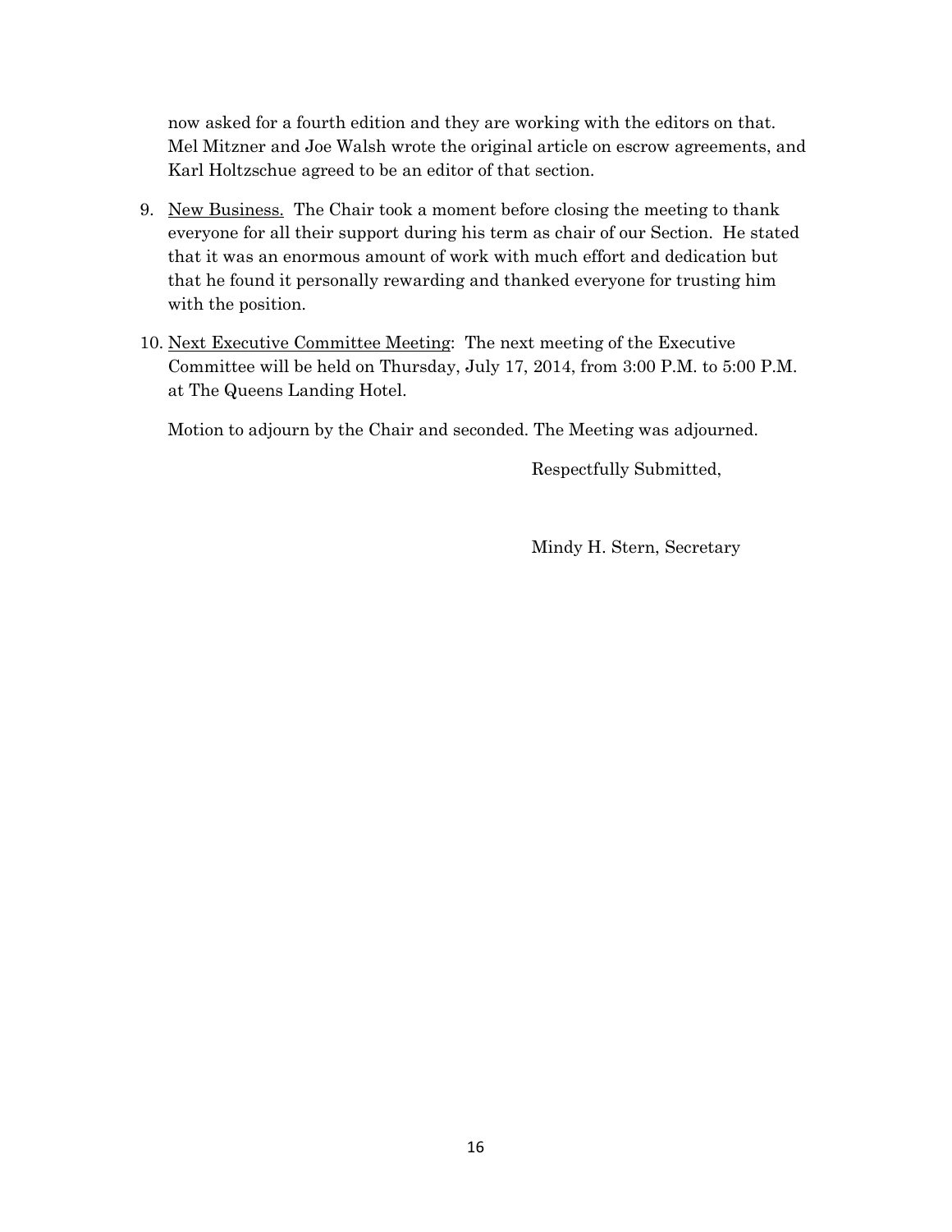now asked for a fourth edition and they are working with the editors on that. Mel Mitzner and Joe Walsh wrote the original article on escrow agreements, and Karl Holtzschue agreed to be an editor of that section.

9. New Business. The Chair took a moment before closing the meeting to thank everyone for all their support during his term as chair of our Section. He stated that it was an enormous amount of work with much effort and dedication but that he found it personally rewarding and thanked everyone for trusting him with the position.

10. Next Executive Committee Meeting: The next meeting of the Executive Committee will be held on Thursday, July 17, 2014, from 3:00 P.M. to 5:00 P.M. at The Queens Landing Hotel.

Motion to adjourn by the Chair and seconded. The Meeting was adjourned.

Respectfully Submitted,

Mindy H. Stern, Secretary